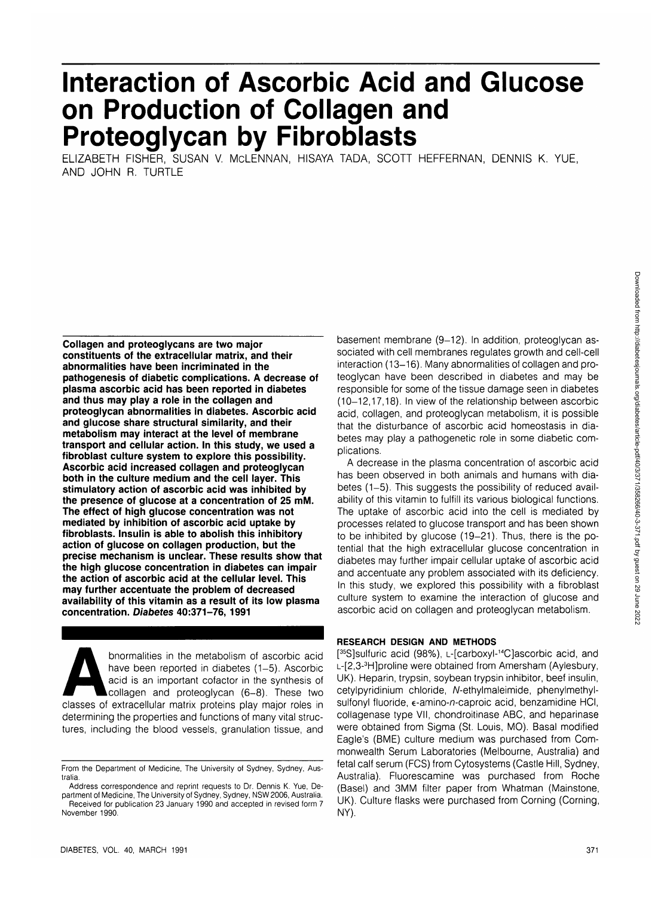# Interaction of Ascorbic Acid and Glucose on Production of Collagen and Proteoglycan by Fibroblasts

ELIZABETH FISHER, SUSAN V. McLENNAN, HISAYA TADA, SCOTT HEFFERNAN, DENNIS K. YUE, AND JOHN R. TURTLE

**Collagen and proteoglycans are two major constituents of the extracellular matrix, and their abnormalities have been incriminated in the pathogenesis of diabetic complications. A decrease of plasma ascorbic acid has been reported in diabetes and thus may play a role in the collagen and proteoglycan abnormalities in diabetes. Ascorbic acid and glucose share structural similarity, and their metabolism may interact at the level of membrane transport and cellular action. In this study, we used a fibroblast culture system to explore this possibility. Ascorbic acid increased collagen and proteoglycan both in the culture medium and the cell layer. This stimulatory action of ascorbic acid was inhibited by the presence of glucose at a concentration of 25 mM. The effect of high glucose concentration was not mediated by inhibition of ascorbic acid uptake by fibroblasts. Insulin is able to abolish this inhibitory action of glucose on collagen production, but the precise mechanism is unclear. These results show that the high glucose concentration in diabetes can impair the action of ascorbic acid at the cellular level. This may further accentuate the problem of decreased availability of this vitamin as a result of its low plasma concentration. *Diabetes* 40:371–76, 1991**

Abnormalities in the metabolism of ascorbic acid have been reported in diabetes (1–5). Ascorbic acid is an important cofactor in the synthesis of collagen and proteoglycan (6–8). These two classes of extracellular matrix proteins play major roles in determining the properties and functions of many vital structures, including the blood vessels, granulation tissue, and basement membrane (9–12). In addition, proteoglycan associated with cell membranes regulates growth and cell-cell interaction (13–16). Many abnormalities of collagen and proteoglycan have been described in diabetes and may be responsible for some of the tissue damage seen in diabetes (10–12,17,18). In view of the relationship between ascorbic acid, collagen, and proteoglycan metabolism, it is possible that the disturbance of ascorbic acid homeostasis in diabetes may play a pathogenetic role in some diabetic complications.

A decrease in the plasma concentration of ascorbic acid has been observed in both animals and humans with diabetes (1–5). This suggests the possibility of reduced availability of this vitamin to fulfill its various biological functions. The uptake of ascorbic acid into the cell is mediated by processes related to glucose transport and has been shown to be inhibited by glucose (19–21). Thus, there is the potential that the high extracellular glucose concentration in diabetes may further impair cellular uptake of ascorbic acid and accentuate any problem associated with its deficiency. In this study, we explored this possibility with a fibroblast culture system to examine the interaction of glucose and ascorbic acid on collagen and proteoglycan metabolism.

From the Department of Medicine, The University of Sydney, Sydney, Australia.

Address correspondence and reprint requests to Dr. Dennis K. Yue, Department of Medicine, The University of Sydney, Sydney, NSW 2006, Australia.

Received for publication 23 January 1990 and accepted in revised form 7 November 1990.

## RESEARCH DESIGN AND METHODS

[$^{35}$S]sulfuric acid (98%), L-[carboxyl-$^{14}$C]ascorbic acid, and L-[2,3-$^{3}$H]proline were obtained from Amersham (Aylesbury, UK). Heparin, trypsin, soybean trypsin inhibitor, beef insulin, cetylpyridinium chloride, *N*-ethylmaleimide, phenylmethylsulfonyl fluoride, ε-amino-*n*-caproic acid, benzamidine HCl, collagenase type VII, chondroitinase ABC, and heparinase were obtained from Sigma (St. Louis, MO). Basal modified Eagle's (BME) culture medium was purchased from Commonwealth Serum Laboratories (Melbourne, Australia) and fetal calf serum (FCS) from Cytosystems (Castle Hill, Sydney, Australia). Fluorescamine was purchased from Roche (Basel) and 3MM filter paper from Whatman (Mainstone, UK). Culture flasks were purchased from Corning (Corning, NY).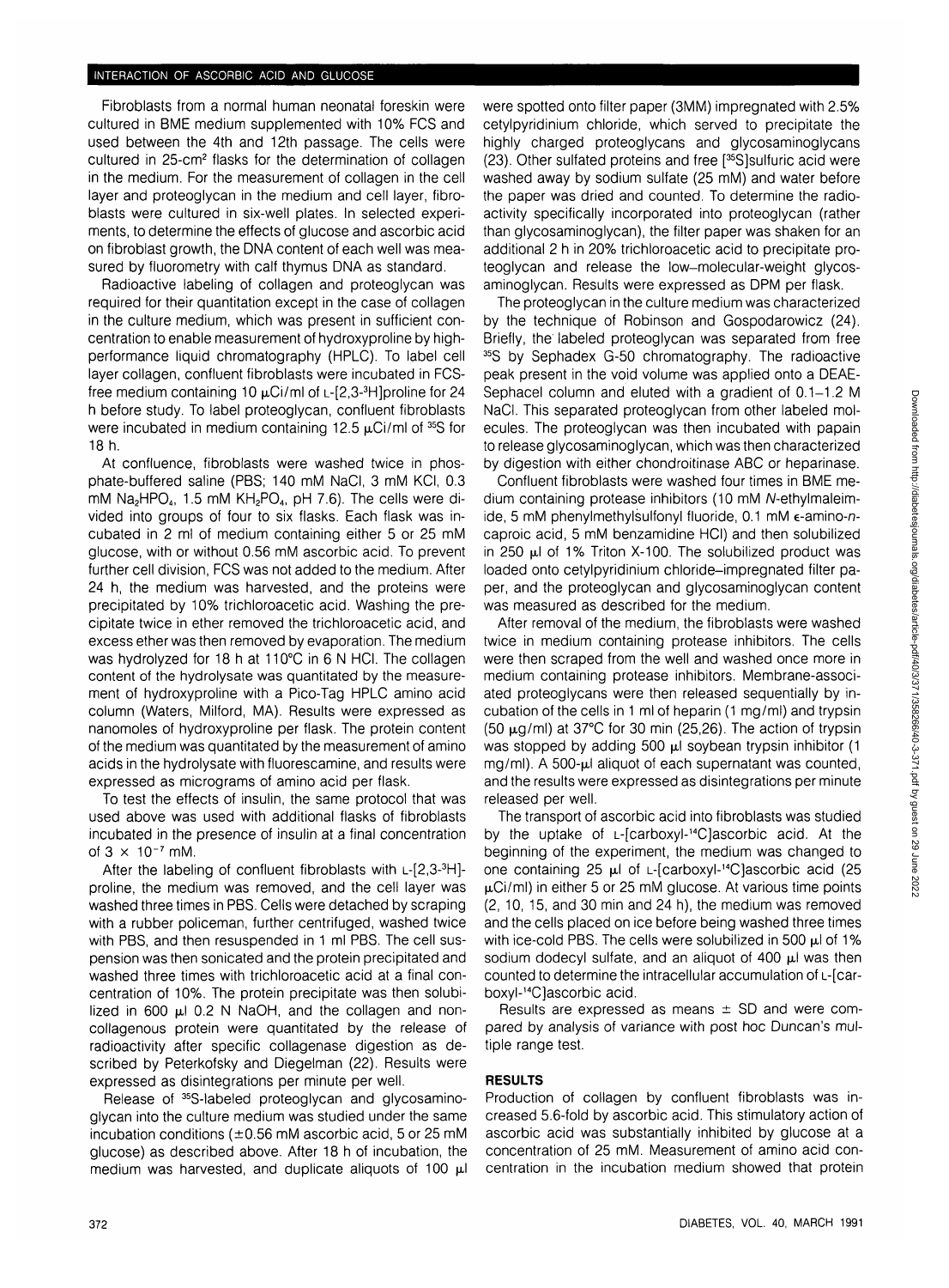Fibroblasts from a normal human neonatal foreskin were cultured in BME medium supplemented with 10% FCS and used between the 4th and 12th passage. The cells were cultured in 25-$cm^2$ flasks for the determination of collagen in the medium. For the measurement of collagen in the cell layer and proteoglycan in the medium and cell layer, fibroblasts were cultured in six-well plates. In selected experiments, to determine the effects of glucose and ascorbic acid on fibroblast growth, the DNA content of each well was measured by fluorometry with calf thymus DNA as standard.

Radioactive labeling of collagen and proteoglycan was required for their quantitation except in the case of collagen in the culture medium, which was present in sufficient concentration to enable measurement of hydroxyproline by high-performance liquid chromatography (HPLC). To label cell layer collagen, confluent fibroblasts were incubated in FCS-free medium containing 10 μCi/ml of L-[2,3-$^3$H]proline for 24 h before study. To label proteoglycan, confluent fibroblasts were incubated in medium containing 12.5 μCi/ml of $^{35}$S for 18 h.

At confluence, fibroblasts were washed twice in phosphate-buffered saline (PBS; 140 mM NaCl, 3 mM KCl, 0.3 mM $Na_2HPO_4$, 1.5 mM $KH_2PO_4$, pH 7.6). The cells were divided into groups of four to six flasks. Each flask was incubated in 2 ml of medium containing either 5 or 25 mM glucose, with or without 0.56 mM ascorbic acid. To prevent further cell division, FCS was not added to the medium. After 24 h, the medium was harvested, and the proteins were precipitated by 10% trichloroacetic acid. Washing the precipitate twice in ether removed the trichloroacetic acid, and excess ether was then removed by evaporation. The medium was hydrolyzed for 18 h at 110°C in 6 N HCl. The collagen content of the hydrolysate was quantitated by the measurement of hydroxyproline with a Pico-Tag HPLC amino acid column (Waters, Milford, MA). Results were expressed as nanomoles of hydroxyproline per flask. The protein content of the medium was quantitated by the measurement of amino acids in the hydrolysate with fluorescamine, and results were expressed as micrograms of amino acid per flask.

To test the effects of insulin, the same protocol that was used above was used with additional flasks of fibroblasts incubated in the presence of insulin at a final concentration of $3 \times 10^{-7}$ mM.

After the labeling of confluent fibroblasts with L-[2,3-$^3$H]-proline, the medium was removed, and the cell layer was washed three times in PBS. Cells were detached by scraping with a rubber policeman, further centrifuged, washed twice with PBS, and then resuspended in 1 ml PBS. The cell suspension was then sonicated and the protein precipitated and washed three times with trichloroacetic acid at a final concentration of 10%. The protein precipitate was then solubilized in 600 μl 0.2 N NaOH, and the collagen and noncollagenous protein were quantitated by the release of radioactivity after specific collagenase digestion as described by Peterkofsky and Diegelman (22). Results were expressed as disintegrations per minute per well.

Release of $^{35}$S-labeled proteoglycan and glycosaminoglycan into the culture medium was studied under the same incubation conditions (±0.56 mM ascorbic acid, 5 or 25 mM glucose) as described above. After 18 h of incubation, the medium was harvested, and duplicate aliquots of 100 μl were spotted onto filter paper (3MM) impregnated with 2.5% cetylpyridinium chloride, which served to precipitate the highly charged proteoglycans and glycosaminoglycans (23). Other sulfated proteins and free [$^{35}$S]sulfuric acid were washed away by sodium sulfate (25 mM) and water before the paper was dried and counted. To determine the radioactivity specifically incorporated into proteoglycan (rather than glycosaminoglycan), the filter paper was shaken for an additional 2 h in 20% trichloroacetic acid to precipitate proteoglycan and release the low–molecular-weight glycosaminoglycan. Results were expressed as DPM per flask.

The proteoglycan in the culture medium was characterized by the technique of Robinson and Gospodarowicz (24). Briefly, the labeled proteoglycan was separated from free $^{35}$S by Sephadex G-50 chromatography. The radioactive peak present in the void volume was applied onto a DEAE-Sephacel column and eluted with a gradient of 0.1–1.2 M NaCl. This separated proteoglycan from other labeled molecules. The proteoglycan was then incubated with papain to release glycosaminoglycan, which was then characterized by digestion with either chondroitinase ABC or heparinase.

Confluent fibroblasts were washed four times in BME medium containing protease inhibitors (10 mM *N*-ethylmaleimide, 5 mM phenylmethylsulfonyl fluoride, 0.1 mM ε-amino-*n*-caproic acid, 5 mM benzamidine HCl) and then solubilized in 250 μl of 1% Triton X-100. The solubilized product was loaded onto cetylpyridinium chloride–impregnated filter paper, and the proteoglycan and glycosaminoglycan content was measured as described for the medium.

After removal of the medium, the fibroblasts were washed twice in medium containing protease inhibitors. The cells were then scraped from the well and washed once more in medium containing protease inhibitors. Membrane-associated proteoglycans were then released sequentially by incubation of the cells in 1 ml of heparin (1 mg/ml) and trypsin (50 μg/ml) at 37°C for 30 min (25,26). The action of trypsin was stopped by adding 500 μl soybean trypsin inhibitor (1 mg/ml). A 500-μl aliquot of each supernatant was counted, and the results were expressed as disintegrations per minute released per well.

The transport of ascorbic acid into fibroblasts was studied by the uptake of L-[carboxyl-$^{14}$C]ascorbic acid. At the beginning of the experiment, the medium was changed to one containing 25 μl of L-[carboxyl-$^{14}$C]ascorbic acid (25 μCi/ml) in either 5 or 25 mM glucose. At various time points (2, 10, 15, and 30 min and 24 h), the medium was removed and the cells placed on ice before being washed three times with ice-cold PBS. The cells were solubilized in 500 μl of 1% sodium dodecyl sulfate, and an aliquot of 400 μl was then counted to determine the intracellular accumulation of L-[carboxyl-$^{14}$C]ascorbic acid.

Results are expressed as means ± SD and were compared by analysis of variance with post hoc Duncan's multiple range test.

## RESULTS

Production of collagen by confluent fibroblasts was increased 5.6-fold by ascorbic acid. This stimulatory action of ascorbic acid was substantially inhibited by glucose at a concentration of 25 mM. Measurement of amino acid concentration in the incubation medium showed that protein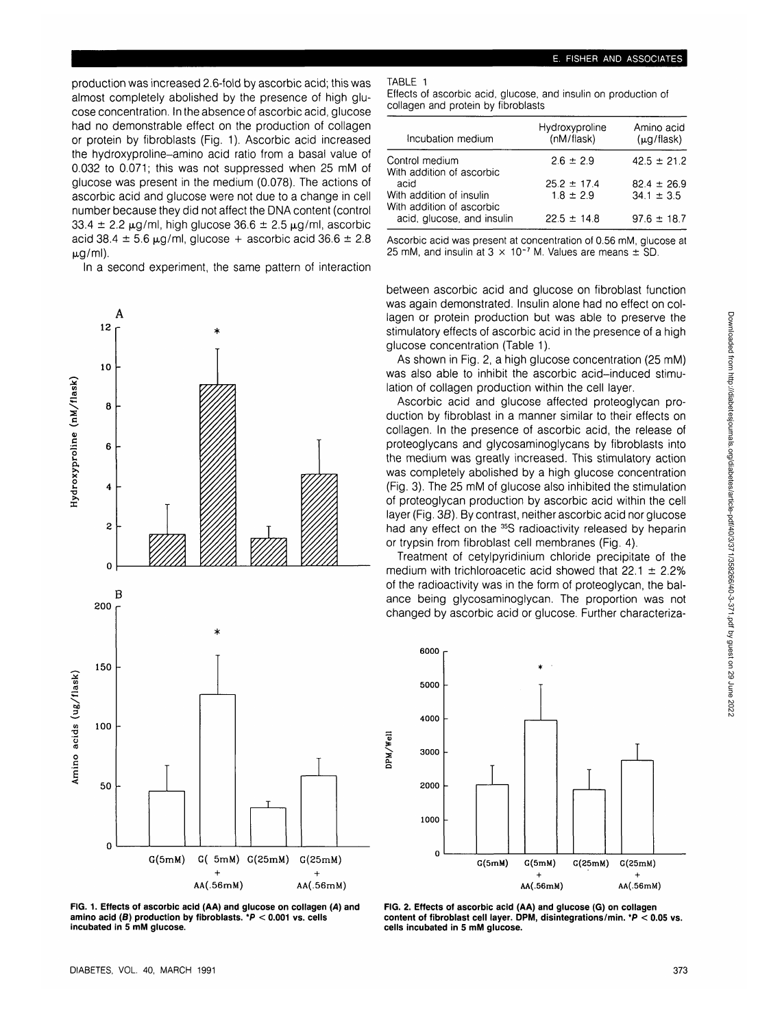production was increased 2.6-fold by ascorbic acid; this was almost completely abolished by the presence of high glucose concentration. In the absence of ascorbic acid, glucose had no demonstrable effect on the production of collagen or protein by fibroblasts (Fig. 1). Ascorbic acid increased the hydroxyproline–amino acid ratio from a basal value of 0.032 to 0.071; this was not suppressed when 25 mM of glucose was present in the medium (0.078). The actions of ascorbic acid and glucose were not due to a change in cell number because they did not affect the DNA content (control 33.4 ± 2.2 μg/ml, high glucose 36.6 ± 2.5 μg/ml, ascorbic acid 38.4 ± 5.6 μg/ml, glucose + ascorbic acid 36.6 ± 2.8 μg/ml).

In a second experiment, the same pattern of interaction between ascorbic acid and glucose on fibroblast function was again demonstrated. Insulin alone had no effect on collagen or protein production but was able to preserve the stimulatory effects of ascorbic acid in the presence of a high glucose concentration (Table 1).

TABLE 1
Effects of ascorbic acid, glucose, and insulin on production of collagen and protein by fibroblasts

| Incubation medium | Hydroxyproline (nM/flask) | Amino acid (μg/flask) |
|---|---|---|
| Control medium | 2.6 ± 2.9 | 42.5 ± 21.2 |
| With addition of ascorbic acid | 25.2 ± 17.4 | 82.4 ± 26.9 |
| With addition of insulin | 1.8 ± 2.9 | 34.1 ± 3.5 |
| With addition of ascorbic acid, glucose, and insulin | 22.5 ± 14.8 | 97.6 ± 18.7 |

Ascorbic acid was present at concentration of 0.56 mM, glucose at 25 mM, and insulin at $3 \times 10^{-7}$ M. Values are means ± SD.

As shown in Fig. 2, a high glucose concentration (25 mM) was also able to inhibit the ascorbic acid–induced stimulation of collagen production within the cell layer.

Ascorbic acid and glucose affected proteoglycan production by fibroblast in a manner similar to their effects on collagen. In the presence of ascorbic acid, the release of proteoglycans and glycosaminoglycans by fibroblasts into the medium was greatly increased. This stimulatory action was completely abolished by a high glucose concentration (Fig. 3). The 25 mM of glucose also inhibited the stimulation of proteoglycan production by ascorbic acid within the cell layer (Fig. 3*B*). By contrast, neither ascorbic acid nor glucose had any effect on the $^{35}S$ radioactivity released by heparin or trypsin from fibroblast cell membranes (Fig. 4).

Treatment of cetylpyridinium chloride precipitate of the medium with trichloroacetic acid showed that 22.1 ± 2.2% of the radioactivity was in the form of proteoglycan, the balance being glycosaminoglycan. The proportion was not changed by ascorbic acid or glucose. Further characteriza-

**FIG. 1. Effects of ascorbic acid (AA) and glucose on collagen (*A*) and amino acid (*B*) production by fibroblasts. \*$P < 0.001$ vs. cells incubated in 5 mM glucose.**

**FIG. 2. Effects of ascorbic acid (AA) and glucose (G) on collagen content of fibroblast cell layer. DPM, disintegrations/min. \*$P < 0.05$ vs. cells incubated in 5 mM glucose.**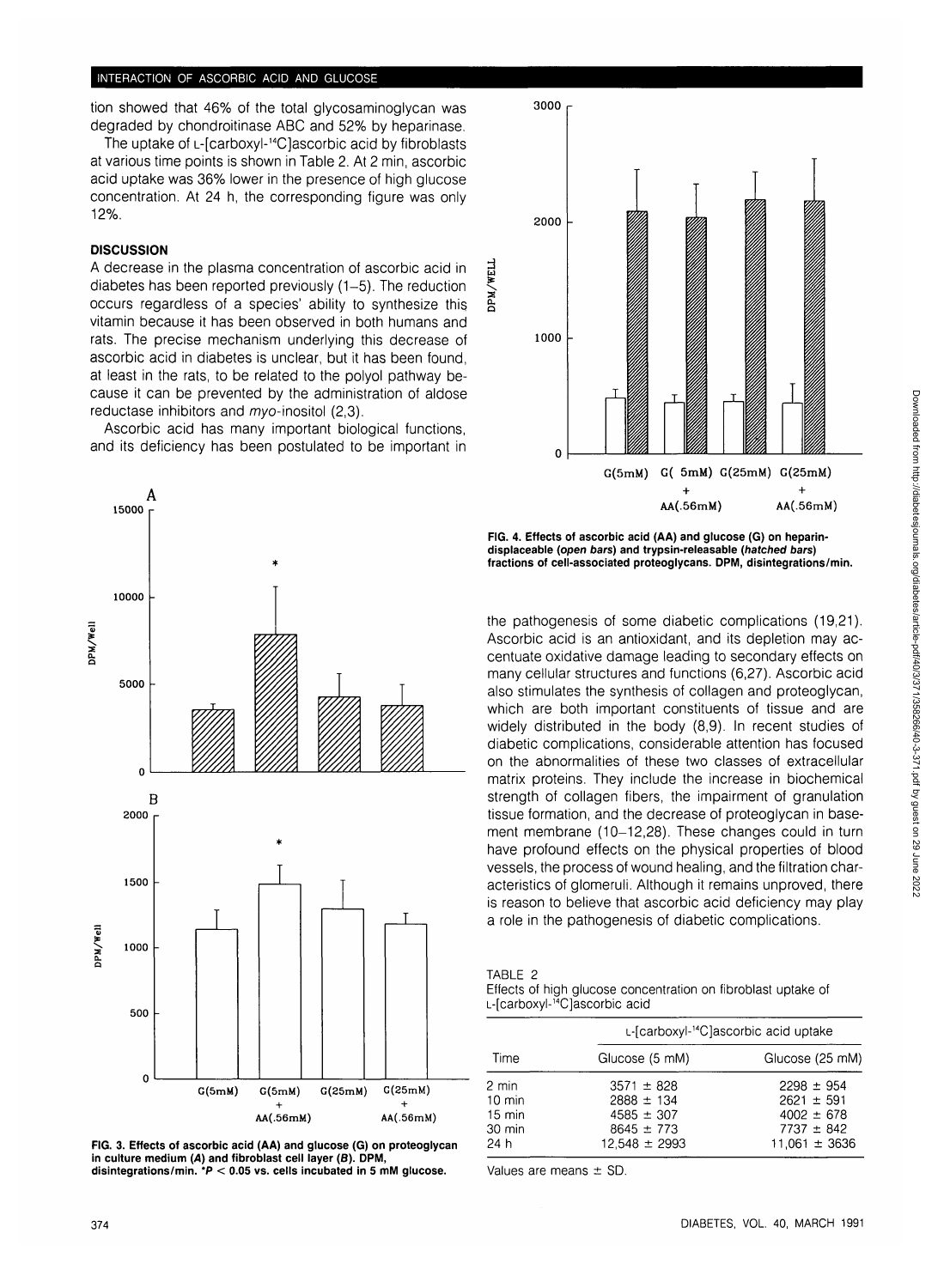tion showed that 46% of the total glycosaminoglycan was degraded by chondroitinase ABC and 52% by heparinase.

The uptake of L-[carboxyl-$^{14}$C]ascorbic acid by fibroblasts at various time points is shown in Table 2. At 2 min, ascorbic acid uptake was 36% lower in the presence of high glucose concentration. At 24 h, the corresponding figure was only 12%.

## DISCUSSION

A decrease in the plasma concentration of ascorbic acid in diabetes has been reported previously (1–5). The reduction occurs regardless of a species' ability to synthesize this vitamin because it has been observed in both humans and rats. The precise mechanism underlying this decrease of ascorbic acid in diabetes is unclear, but it has been found, at least in the rats, to be related to the polyol pathway because it can be prevented by the administration of aldose reductase inhibitors and *myo*-inositol (2,3).

Ascorbic acid has many important biological functions, and its deficiency has been postulated to be important in the pathogenesis of some diabetic complications (19,21). Ascorbic acid is an antioxidant, and its depletion may accentuate oxidative damage leading to secondary effects on many cellular structures and functions (6,27). Ascorbic acid also stimulates the synthesis of collagen and proteoglycan, which are both important constituents of tissue and are widely distributed in the body (8,9). In recent studies of diabetic complications, considerable attention has focused on the abnormalities of these two classes of extracellular matrix proteins. They include the increase in biochemical strength of collagen fibers, the impairment of granulation tissue formation, and the decrease of proteoglycan in basement membrane (10–12,28). These changes could in turn have profound effects on the physical properties of blood vessels, the process of wound healing, and the filtration characteristics of glomeruli. Although it remains unproved, there is reason to believe that ascorbic acid deficiency may play a role in the pathogenesis of diabetic complications.

**FIG. 3. Effects of ascorbic acid (AA) and glucose (G) on proteoglycan in culture medium (*A*) and fibroblast cell layer (*B*). DPM, disintegrations/min. \*$P < 0.05$ vs. cells incubated in 5 mM glucose.**

**FIG. 4. Effects of ascorbic acid (AA) and glucose (G) on heparin-displaceable (*open bars*) and trypsin-releasable (*hatched bars*) fractions of cell-associated proteoglycans. DPM, disintegrations/min.**

TABLE 2
Effects of high glucose concentration on fibroblast uptake of L-[carboxyl-$^{14}$C]ascorbic acid

| Time | L-[carboxyl-$^{14}$C]ascorbic acid uptake | |
|---|---|---|
| | Glucose (5 mM) | Glucose (25 mM) |
| 2 min | 3571 ± 828 | 2298 ± 954 |
| 10 min | 2888 ± 134 | 2621 ± 591 |
| 15 min | 4585 ± 307 | 4002 ± 678 |
| 30 min | 8645 ± 773 | 7737 ± 842 |
| 24 h | 12,548 ± 2993 | 11,061 ± 3636 |

Values are means ± SD.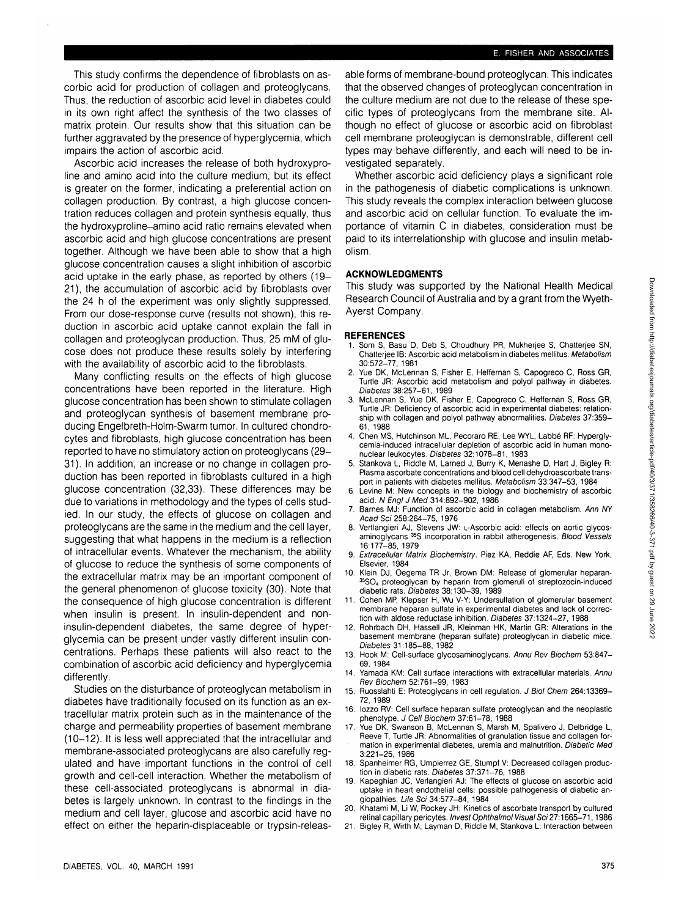This study confirms the dependence of fibroblasts on ascorbic acid for production of collagen and proteoglycans. Thus, the reduction of ascorbic acid level in diabetes could in its own right affect the synthesis of the two classes of matrix protein. Our results show that this situation can be further aggravated by the presence of hyperglycemia, which impairs the action of ascorbic acid.

Ascorbic acid increases the release of both hydroxyproline and amino acid into the culture medium, but its effect is greater on the former, indicating a preferential action on collagen production. By contrast, a high glucose concentration reduces collagen and protein synthesis equally, thus the hydroxyproline–amino acid ratio remains elevated when ascorbic acid and high glucose concentrations are present together. Although we have been able to show that a high glucose concentration causes a slight inhibition of ascorbic acid uptake in the early phase, as reported by others (19–21), the accumulation of ascorbic acid by fibroblasts over the 24 h of the experiment was only slightly suppressed. From our dose-response curve (results not shown), this reduction in ascorbic acid uptake cannot explain the fall in collagen and proteoglycan production. Thus, 25 mM of glucose does not produce these results solely by interfering with the availability of ascorbic acid to the fibroblasts.

Many conflicting results on the effects of high glucose concentrations have been reported in the literature. High glucose concentration has been shown to stimulate collagen and proteoglycan synthesis of basement membrane producing Engelbreth-Holm-Swarm tumor. In cultured chondrocytes and fibroblasts, high glucose concentration has been reported to have no stimulatory action on proteoglycans (29–31). In addition, an increase or no change in collagen production has been reported in fibroblasts cultured in a high glucose concentration (32,33). These differences may be due to variations in methodology and the types of cells studied. In our study, the effects of glucose on collagen and proteoglycans are the same in the medium and the cell layer, suggesting that what happens in the medium is a reflection of intracellular events. Whatever the mechanism, the ability of glucose to reduce the synthesis of some components of the extracellular matrix may be an important component of the general phenomenon of glucose toxicity (30). Note that the consequence of high glucose concentration is different when insulin is present. In insulin-dependent and non-insulin-dependent diabetes, the same degree of hyperglycemia can be present under vastly different insulin concentrations. Perhaps these patients will also react to the combination of ascorbic acid deficiency and hyperglycemia differently.

Studies on the disturbance of proteoglycan metabolism in diabetes have traditionally focused on its function as an extracellular matrix protein such as in the maintenance of the charge and permeability properties of basement membrane (10–12). It is less well appreciated that the intracellular and membrane-associated proteoglycans are also carefully regulated and have important functions in the control of cell growth and cell-cell interaction. Whether the metabolism of these cell-associated proteoglycans is abnormal in diabetes is largely unknown. In contrast to the findings in the medium and cell layer, glucose and ascorbic acid have no effect on either the heparin-displaceable or trypsin-releasable forms of membrane-bound proteoglycan. This indicates that the observed changes of proteoglycan concentration in the culture medium are not due to the release of these specific types of proteoglycans from the membrane site. Although no effect of glucose or ascorbic acid on fibroblast cell membrane proteoglycan is demonstrable, different cell types may behave differently, and each will need to be investigated separately.

Whether ascorbic acid deficiency plays a significant role in the pathogenesis of diabetic complications is unknown. This study reveals the complex interaction between glucose and ascorbic acid on cellular function. To evaluate the importance of vitamin C in diabetes, consideration must be paid to its interrelationship with glucose and insulin metabolism.

## ACKNOWLEDGMENTS

This study was supported by the National Health Medical Research Council of Australia and by a grant from the Wyeth-Ayerst Company.

## REFERENCES

1. Som S, Basu D, Deb S, Choudhury PR, Mukherjee S, Chatterjee SN, Chatterjee IB: Ascorbic acid metabolism in diabetes mellitus. *Metabolism* 30:572–77, 1981
2. Yue DK, McLennan S, Fisher E, Heffernan S, Capogreco C, Ross GR, Turtle JR: Ascorbic acid metabolism and polyol pathway in diabetes. *Diabetes* 38:257–61, 1989
3. McLennan S, Yue DK, Fisher E, Capogreco C, Heffernan S, Ross GR, Turtle JR: Deficiency of ascorbic acid in experimental diabetes: relationship with collagen and polyol pathway abnormalities. *Diabetes* 37:359–61, 1988
4. Chen MS, Hutchinson ML, Pecoraro RE, Lee WYL, Labbé RF: Hyperglycemia-induced intracellular depletion of ascorbic acid in human mononuclear leukocytes. *Diabetes* 32:1078–81, 1983
5. Stankova L, Riddle M, Larned J, Burry K, Menashe D, Hart J, Bigley R: Plasma ascorbate concentrations and blood cell dehydroascorbate transport in patients with diabetes mellitus. *Metabolism* 33:347–53, 1984
6. Levine M: New concepts in the biology and biochemistry of ascorbic acid. *N Engl J Med* 314:892–902, 1986
7. Barnes MJ: Function of ascorbic acid in collagen metabolism. *Ann NY Acad Sci* 258:264–75, 1976
8. Vertlangieri AJ, Stevens JW: L-Ascorbic acid: effects on aortic glycosaminoglycans $^{35}$S incorporation in rabbit atherogenesis. *Blood Vessels* 16:177–85, 1979
9. *Extracellular Matrix Biochemistry*. Piez KA, Reddie AF, Eds. New York, Elsevier, 1984
10. Klein DJ, Oegema TR Jr, Brown DM: Release of glomerular heparan-$^{35}SO_4$ proteoglycan by heparin from glomeruli of streptozocin-induced diabetic rats. *Diabetes* 38:130–39, 1989
11. Cohen MP, Klepser H, Wu V-Y: Undersulfation of glomerular basement membrane heparan sulfate in experimental diabetes and lack of correction with aldose reductase inhibition. *Diabetes* 37:1324–27, 1988
12. Rohrbach DH, Hassell JR, Kleinman HK, Martin GR: Alterations in the basement membrane (heparan sulfate) proteoglycan in diabetic mice. *Diabetes* 31:185–88, 1982
13. Hook M: Cell-surface glycosaminoglycans. *Annu Rev Biochem* 53:847–69, 1984
14. Yamada KM: Cell surface interactions with extracellular materials. *Annu Rev Biochem* 52:761–99, 1983
15. Ruosslahti E: Proteoglycans in cell regulation. *J Biol Chem* 264:13369–72, 1989
16. Iozzo RV: Cell surface heparan sulfate proteoglycan and the neoplastic phenotype. *J Cell Biochem* 37:61–78, 1988
17. Yue DK, Swanson B, McLennan S, Marsh M, Spalivero J, Delbridge L, Reeve T, Turtle JR: Abnormalities of granulation tissue and collagen formation in experimental diabetes, uremia and malnutrition. *Diabetic Med* 3:221–25, 1986
18. Spanheimer RG, Umpierrez GE, Stumpf V: Decreased collagen production in diabetic rats. *Diabetes* 37:371–76, 1988
19. Kapeghian JC, Verlangieri AJ: The effects of glucose on ascorbic acid uptake in heart endothelial cells: possible pathogenesis of diabetic angiopathies. *Life Sci* 34:577–84, 1984
20. Khatami M, Li W, Rockey JH: Kinetics of ascorbate transport by cultured retinal capillary pericytes. *Invest Ophthalmol Visual Sci* 27:1665–71, 1986
21. Bigley R, Wirth M, Layman D, Riddle M, Stankova L: Interaction between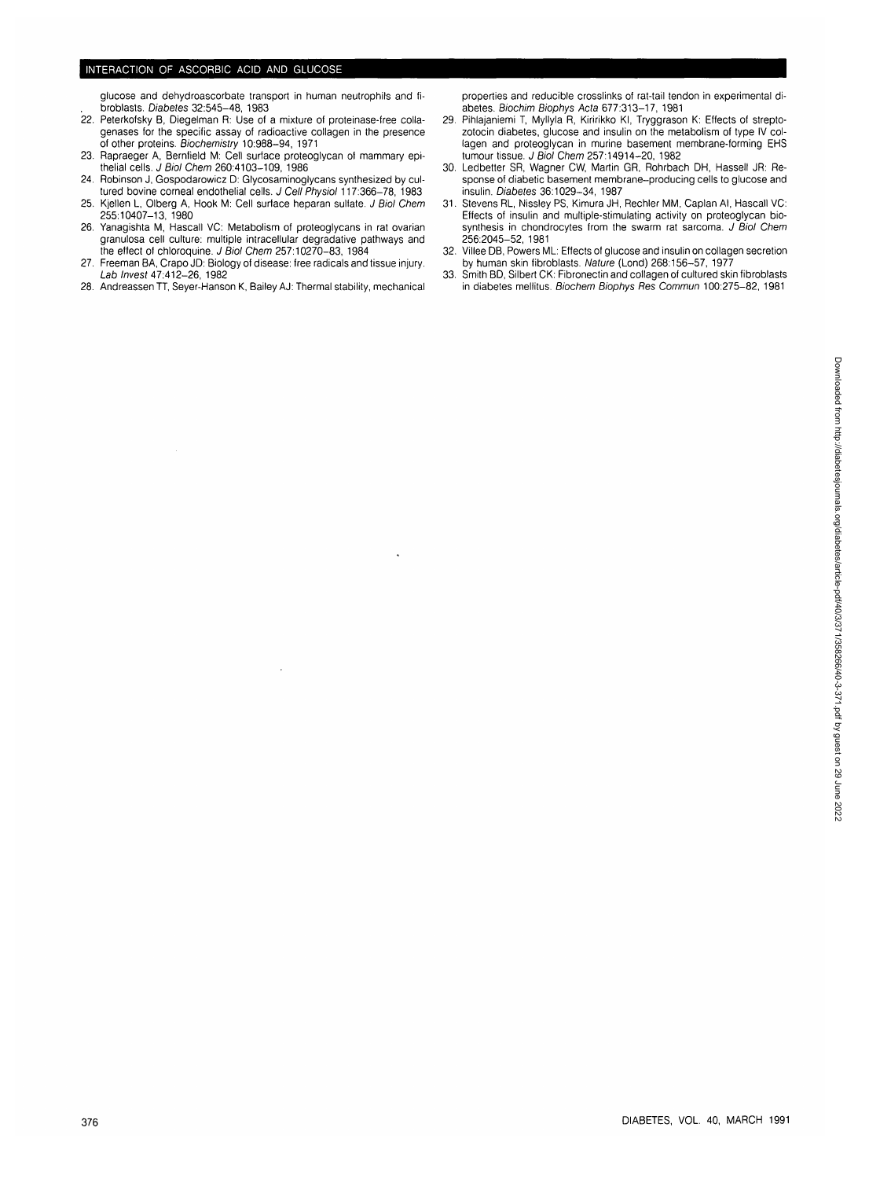glucose and dehydroascorbate transport in human neutrophils and fibroblasts. *Diabetes* 32:545–48, 1983

22. Peterkofsky B, Diegelman R: Use of a mixture of proteinase-free collagenases for the specific assay of radioactive collagen in the presence of other proteins. *Biochemistry* 10:988–94, 1971
23. Rapraeger A, Bernfield M: Cell surface proteoglycan of mammary epithelial cells. *J Biol Chem* 260:4103–109, 1986
24. Robinson J, Gospodarowicz D: Glycosaminoglycans synthesized by cultured bovine corneal endothelial cells. *J Cell Physiol* 117:366–78, 1983
25. Kjellen L, Olberg A, Hook M: Cell surface heparan sulfate. *J Biol Chem* 255:10407–13, 1980
26. Yanagishta M, Hascall VC: Metabolism of proteoglycans in rat ovarian granulosa cell culture: multiple intracellular degradative pathways and the effect of chloroquine. *J Biol Chem* 257:10270–83, 1984
27. Freeman BA, Crapo JD: Biology of disease: free radicals and tissue injury. *Lab Invest* 47:412–26, 1982
28. Andreassen TT, Seyer-Hanson K, Bailey AJ: Thermal stability, mechanical properties and reducible crosslinks of rat-tail tendon in experimental diabetes. *Biochim Biophys Acta* 677:313–17, 1981
29. Pihlajaniemi T, Myllyla R, Kiririkko KI, Tryggrason K: Effects of streptozotocin diabetes, glucose and insulin on the metabolism of type IV collagen and proteoglycan in murine basement membrane-forming EHS tumour tissue. *J Biol Chem* 257:14914–20, 1982
30. Ledbetter SR, Wagner CW, Martin GR, Rohrbach DH, Hassell JR: Response of diabetic basement membrane–producing cells to glucose and insulin. *Diabetes* 36:1029–34, 1987
31. Stevens RL, Nissley PS, Kimura JH, Rechler MM, Caplan AI, Hascall VC: Effects of insulin and multiple-stimulating activity on proteoglycan biosynthesis in chondrocytes from the swarm rat sarcoma. *J Biol Chem* 256:2045–52, 1981
32. Villee DB, Powers ML: Effects of glucose and insulin on collagen secretion by human skin fibroblasts. *Nature* (Lond) 268:156–57, 1977
33. Smith BD, Silbert CK: Fibronectin and collagen of cultured skin fibroblasts in diabetes mellitus. *Biochem Biophys Res Commun* 100:275–82, 1981